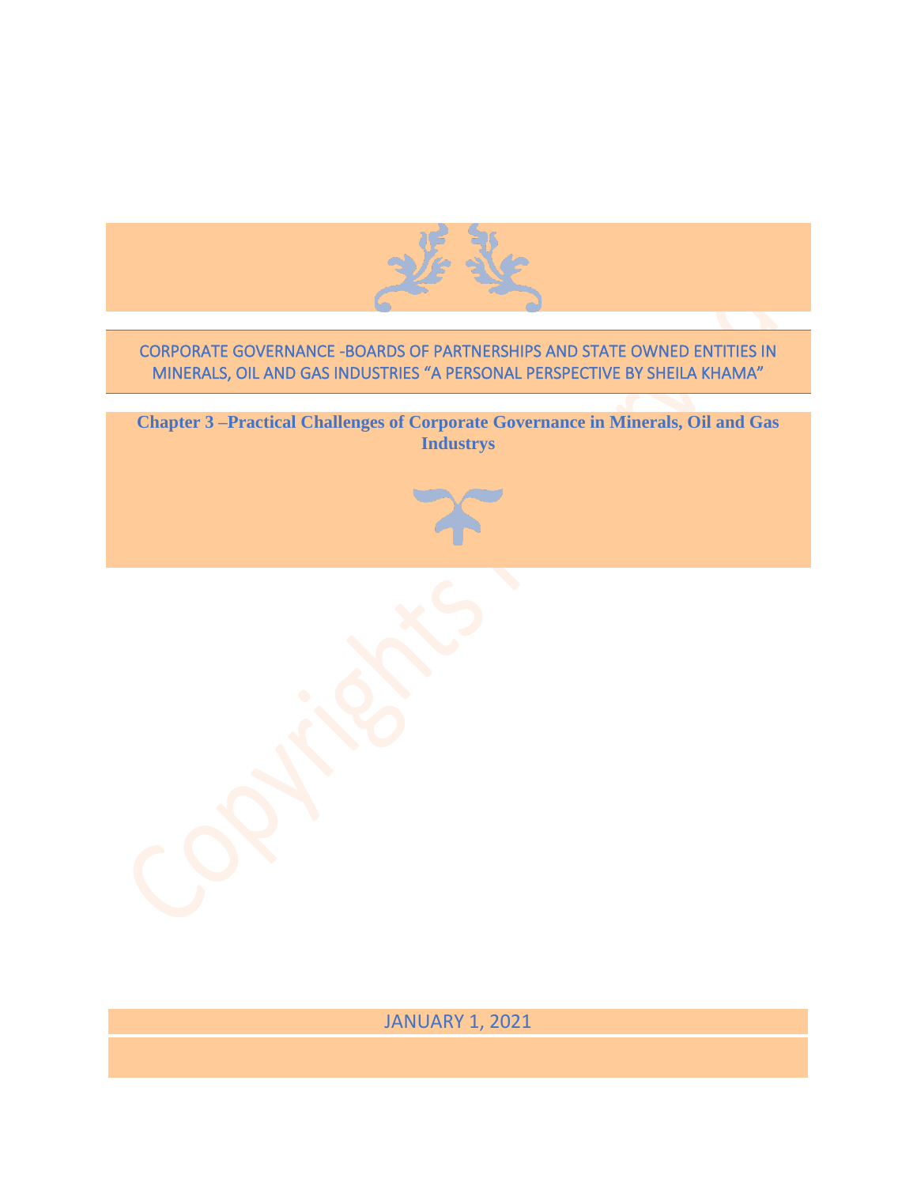# CORPORATE GOVERNANCE -BOARDS OF PARTNERSHIPS AND STATE OWNED ENTITIES IN MINERALS, OIL AND GAS INDUSTRIES "A PERSONAL PERSPECTIVE BY SHEILA KHAMA"

## Chapter 3 –Practical Challenges of Corporate Governance in Minerals, Oil and Gas Industrys

JANUARY 1, 2021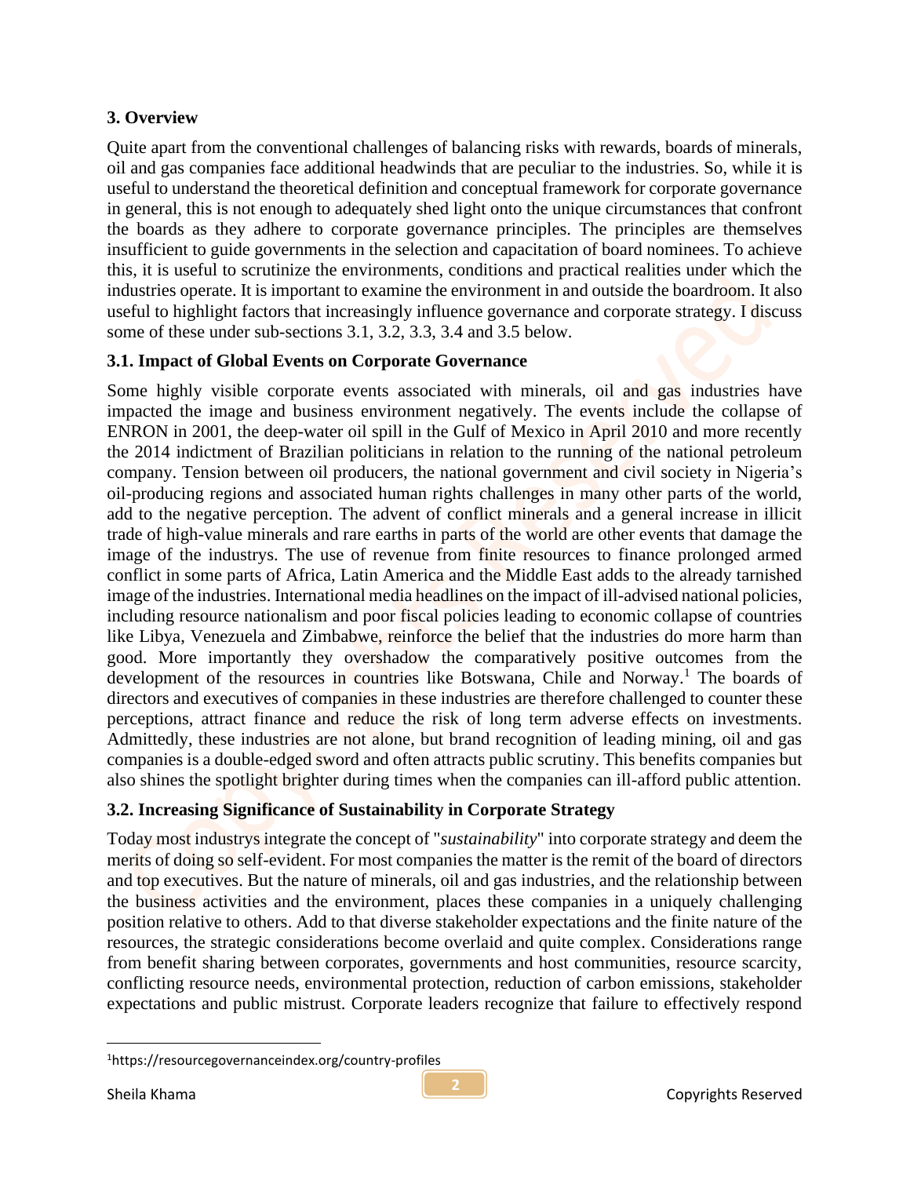## 3. Overview

Quite apart from the conventional challenges of balancing risks with rewards, boards of minerals, oil and gas companies face additional headwinds that are peculiar to the industries. So, while it is useful to understand the theoretical definition and conceptual framework for corporate governance in general, this is not enough to adequately shed light onto the unique circumstances that confront the boards as they adhere to corporate governance principles. The principles are themselves insufficient to guide governments in the selection and capacitation of board nominees. To achieve this, it is useful to scrutinize the environments, conditions and practical realities under which the industries operate. It is important to examine the environment in and outside the boardroom. It also useful to highlight factors that increasingly influence governance and corporate strategy. I discuss some of these under sub-sections 3.1, 3.2, 3.3, 3.4 and 3.5 below.

### 3.1. Impact of Global Events on Corporate Governance

Some highly visible corporate events associated with minerals, oil and gas industries have impacted the image and business environment negatively. The events include the collapse of ENRON in 2001, the deep-water oil spill in the Gulf of Mexico in April 2010 and more recently the 2014 indictment of Brazilian politicians in relation to the running of the national petroleum company. Tension between oil producers, the national government and civil society in Nigeria's oil-producing regions and associated human rights challenges in many other parts of the world, add to the negative perception. The advent of conflict minerals and a general increase in illicit trade of high-value minerals and rare earths in parts of the world are other events that damage the image of the industrys. The use of revenue from finite resources to finance prolonged armed conflict in some parts of Africa, Latin America and the Middle East adds to the already tarnished image of the industries. International media headlines on the impact of ill-advised national policies, including resource nationalism and poor fiscal policies leading to economic collapse of countries like Libya, Venezuela and Zimbabwe, reinforce the belief that the industries do more harm than good. More importantly they overshadow the comparatively positive outcomes from the development of the resources in countries like Botswana, Chile and Norway.[1] The boards of directors and executives of companies in these industries are therefore challenged to counter these perceptions, attract finance and reduce the risk of long term adverse effects on investments. Admittedly, these industries are not alone, but brand recognition of leading mining, oil and gas companies is a double-edged sword and often attracts public scrutiny. This benefits companies but also shines the spotlight brighter during times when the companies can ill-afford public attention.

### 3.2. Increasing Significance of Sustainability in Corporate Strategy

Today most industrys integrate the concept of "*sustainability*" into corporate strategy and deem the merits of doing so self-evident. For most companies the matter is the remit of the board of directors and top executives. But the nature of minerals, oil and gas industries, and the relationship between the business activities and the environment, places these companies in a uniquely challenging position relative to others. Add to that diverse stakeholder expectations and the finite nature of the resources, the strategic considerations become overlaid and quite complex. Considerations range from benefit sharing between corporates, governments and host communities, resource scarcity, conflicting resource needs, environmental protection, reduction of carbon emissions, stakeholder expectations and public mistrust. Corporate leaders recognize that failure to effectively respond

---

[1] https://resourcegovernanceindex.org/country-profiles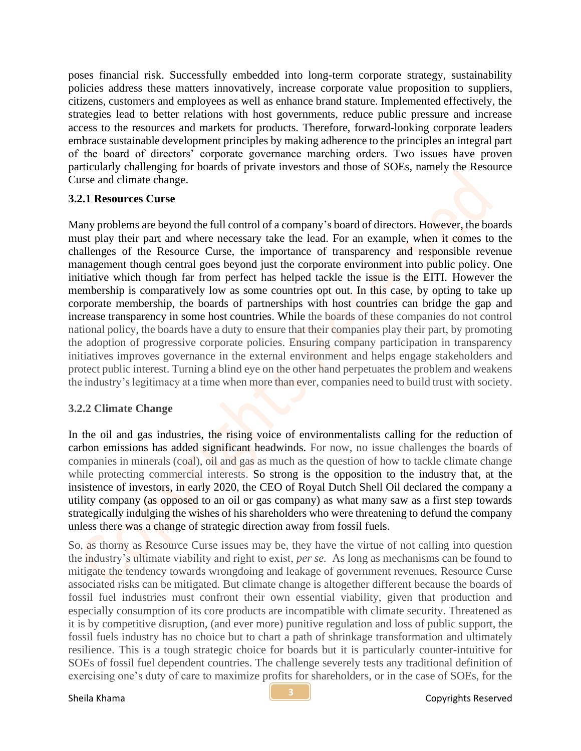poses financial risk. Successfully embedded into long-term corporate strategy, sustainability policies address these matters innovatively, increase corporate value proposition to suppliers, citizens, customers and employees as well as enhance brand stature. Implemented effectively, the strategies lead to better relations with host governments, reduce public pressure and increase access to the resources and markets for products. Therefore, forward-looking corporate leaders embrace sustainable development principles by making adherence to the principles an integral part of the board of directors' corporate governance marching orders. Two issues have proven particularly challenging for boards of private investors and those of SOEs, namely the Resource Curse and climate change.

### 3.2.1 Resources Curse

Many problems are beyond the full control of a company's board of directors. However, the boards must play their part and where necessary take the lead. For an example, when it comes to the challenges of the Resource Curse, the importance of transparency and responsible revenue management though central goes beyond just the corporate environment into public policy. One initiative which though far from perfect has helped tackle the issue is the EITI. However the membership is comparatively low as some countries opt out. In this case, by opting to take up corporate membership, the boards of partnerships with host countries can bridge the gap and increase transparency in some host countries. While the boards of these companies do not control national policy, the boards have a duty to ensure that their companies play their part, by promoting the adoption of progressive corporate policies. Ensuring company participation in transparency initiatives improves governance in the external environment and helps engage stakeholders and protect public interest. Turning a blind eye on the other hand perpetuates the problem and weakens the industry's legitimacy at a time when more than ever, companies need to build trust with society.

### 3.2.2 Climate Change

In the oil and gas industries, the rising voice of environmentalists calling for the reduction of carbon emissions has added significant headwinds. For now, no issue challenges the boards of companies in minerals (coal), oil and gas as much as the question of how to tackle climate change while protecting commercial interests. So strong is the opposition to the industry that, at the insistence of investors, in early 2020, the CEO of Royal Dutch Shell Oil declared the company a utility company (as opposed to an oil or gas company) as what many saw as a first step towards strategically indulging the wishes of his shareholders who were threatening to defund the company unless there was a change of strategic direction away from fossil fuels.

So, as thorny as Resource Curse issues may be, they have the virtue of not calling into question the industry's ultimate viability and right to exist, *per se.* As long as mechanisms can be found to mitigate the tendency towards wrongdoing and leakage of government revenues, Resource Curse associated risks can be mitigated. But climate change is altogether different because the boards of fossil fuel industries must confront their own essential viability, given that production and especially consumption of its core products are incompatible with climate security. Threatened as it is by competitive disruption, (and ever more) punitive regulation and loss of public support, the fossil fuels industry has no choice but to chart a path of shrinkage transformation and ultimately resilience. This is a tough strategic choice for boards but it is particularly counter-intuitive for SOEs of fossil fuel dependent countries. The challenge severely tests any traditional definition of exercising one's duty of care to maximize profits for shareholders, or in the case of SOEs, for the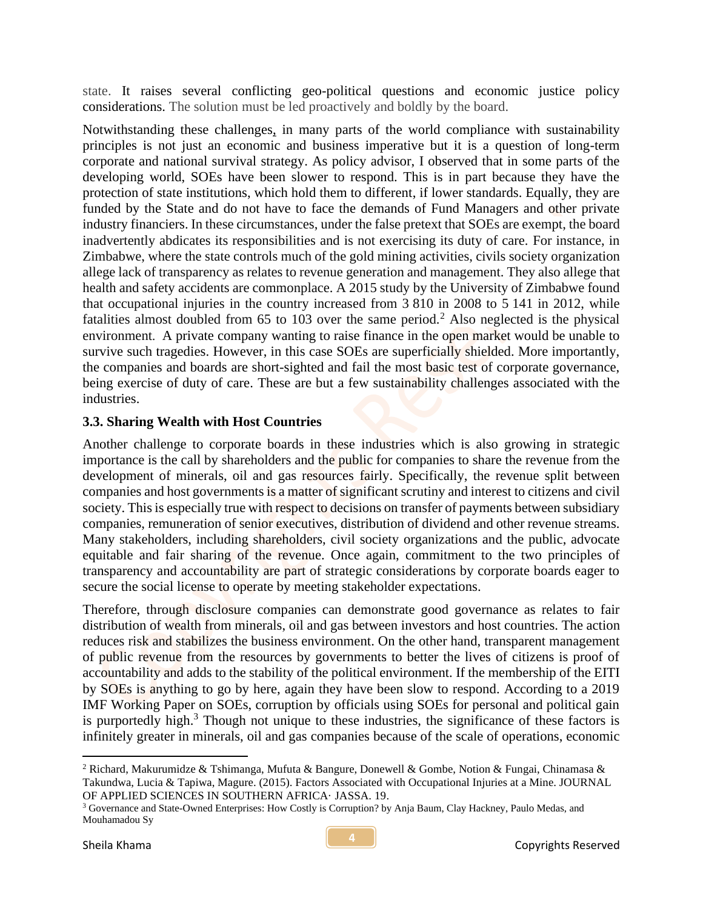state. It raises several conflicting geo-political questions and economic justice policy considerations. The solution must be led proactively and boldly by the board.

Notwithstanding these challenges, in many parts of the world compliance with sustainability principles is not just an economic and business imperative but it is a question of long-term corporate and national survival strategy. As policy advisor, I observed that in some parts of the developing world, SOEs have been slower to respond. This is in part because they have the protection of state institutions, which hold them to different, if lower standards. Equally, they are funded by the State and do not have to face the demands of Fund Managers and other private industry financiers. In these circumstances, under the false pretext that SOEs are exempt, the board inadvertently abdicates its responsibilities and is not exercising its duty of care. For instance, in Zimbabwe, where the state controls much of the gold mining activities, civils society organization allege lack of transparency as relates to revenue generation and management. They also allege that health and safety accidents are commonplace. A 2015 study by the University of Zimbabwe found that occupational injuries in the country increased from 3 810 in 2008 to 5 141 in 2012, while fatalities almost doubled from 65 to 103 over the same period.[2] Also neglected is the physical environment. A private company wanting to raise finance in the open market would be unable to survive such tragedies. However, in this case SOEs are superficially shielded. More importantly, the companies and boards are short-sighted and fail the most basic test of corporate governance, being exercise of duty of care. These are but a few sustainability challenges associated with the industries.

### 3.3. Sharing Wealth with Host Countries

Another challenge to corporate boards in these industries which is also growing in strategic importance is the call by shareholders and the public for companies to share the revenue from the development of minerals, oil and gas resources fairly. Specifically, the revenue split between companies and host governments is a matter of significant scrutiny and interest to citizens and civil society. This is especially true with respect to decisions on transfer of payments between subsidiary companies, remuneration of senior executives, distribution of dividend and other revenue streams. Many stakeholders, including shareholders, civil society organizations and the public, advocate equitable and fair sharing of the revenue. Once again, commitment to the two principles of transparency and accountability are part of strategic considerations by corporate boards eager to secure the social license to operate by meeting stakeholder expectations.

Therefore, through disclosure companies can demonstrate good governance as relates to fair distribution of wealth from minerals, oil and gas between investors and host countries. The action reduces risk and stabilizes the business environment. On the other hand, transparent management of public revenue from the resources by governments to better the lives of citizens is proof of accountability and adds to the stability of the political environment. If the membership of the EITI by SOEs is anything to go by here, again they have been slow to respond. According to a 2019 IMF Working Paper on SOEs, corruption by officials using SOEs for personal and political gain is purportedly high.[3] Though not unique to these industries, the significance of these factors is infinitely greater in minerals, oil and gas companies because of the scale of operations, economic

---

[2] Richard, Makurumidze & Tshimanga, Mufuta & Bangure, Donewell & Gombe, Notion & Fungai, Chinamasa & Takundwa, Lucia & Tapiwa, Magure. (2015). Factors Associated with Occupational Injuries at a Mine. JOURNAL OF APPLIED SCIENCES IN SOUTHERN AFRICA· JASSA. 19.

[3] Governance and State-Owned Enterprises: How Costly is Corruption? by Anja Baum, Clay Hackney, Paulo Medas, and Mouhamadou Sy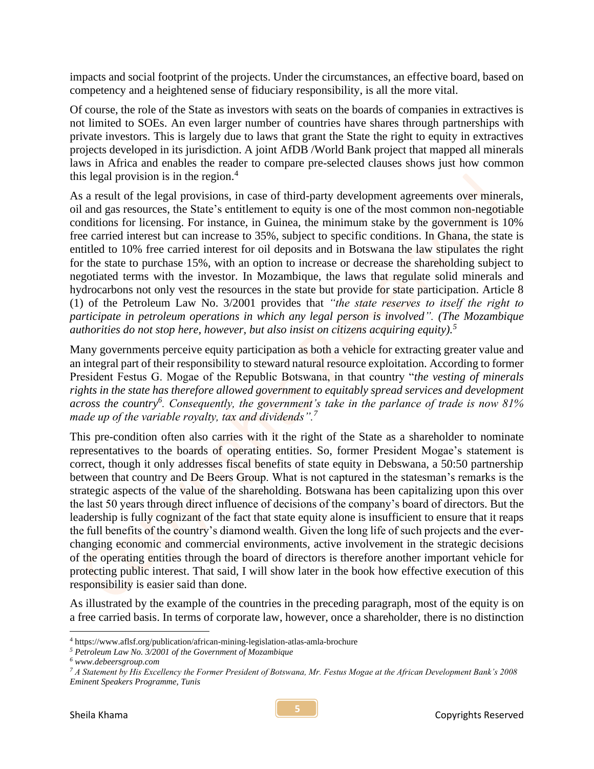impacts and social footprint of the projects. Under the circumstances, an effective board, based on competency and a heightened sense of fiduciary responsibility, is all the more vital.

Of course, the role of the State as investors with seats on the boards of companies in extractives is not limited to SOEs. An even larger number of countries have shares through partnerships with private investors. This is largely due to laws that grant the State the right to equity in extractives projects developed in its jurisdiction. A joint AfDB /World Bank project that mapped all minerals laws in Africa and enables the reader to compare pre-selected clauses shows just how common this legal provision is in the region.[4]

As a result of the legal provisions, in case of third-party development agreements over minerals, oil and gas resources, the State's entitlement to equity is one of the most common non-negotiable conditions for licensing. For instance, in Guinea, the minimum stake by the government is 10% free carried interest but can increase to 35%, subject to specific conditions. In Ghana, the state is entitled to 10% free carried interest for oil deposits and in Botswana the law stipulates the right for the state to purchase 15%, with an option to increase or decrease the shareholding subject to negotiated terms with the investor. In Mozambique, the laws that regulate solid minerals and hydrocarbons not only vest the resources in the state but provide for state participation. Article 8 (1) of the Petroleum Law No. 3/2001 provides that *"the state reserves to itself the right to participate in petroleum operations in which any legal person is involved". (The Mozambique authorities do not stop here, however, but also insist on citizens acquiring equity).*[5]

Many governments perceive equity participation as both a vehicle for extracting greater value and an integral part of their responsibility to steward natural resource exploitation. According to former President Festus G. Mogae of the Republic Botswana, in that country "*the vesting of minerals rights in the state has therefore allowed government to equitably spread services and development across the country*[6]*. Consequently, the government's take in the parlance of trade is now 81% made up of the variable royalty, tax and dividends".*[7]

This pre-condition often also carries with it the right of the State as a shareholder to nominate representatives to the boards of operating entities. So, former President Mogae's statement is correct, though it only addresses fiscal benefits of state equity in Debswana, a 50:50 partnership between that country and De Beers Group. What is not captured in the statesman's remarks is the strategic aspects of the value of the shareholding. Botswana has been capitalizing upon this over the last 50 years through direct influence of decisions of the company's board of directors. But the leadership is fully cognizant of the fact that state equity alone is insufficient to ensure that it reaps the full benefits of the country's diamond wealth. Given the long life of such projects and the ever-changing economic and commercial environments, active involvement in the strategic decisions of the operating entities through the board of directors is therefore another important vehicle for protecting public interest. That said, I will show later in the book how effective execution of this responsibility is easier said than done.

As illustrated by the example of the countries in the preceding paragraph, most of the equity is on a free carried basis. In terms of corporate law, however, once a shareholder, there is no distinction

---

[4] https://www.aflsf.org/publication/african-mining-legislation-atlas-amla-brochure

[5] *Petroleum Law No. 3/2001 of the Government of Mozambique*

[6] *www.debeersgroup.com*

[7] *A Statement by His Excellency the Former President of Botswana, Mr. Festus Mogae at the African Development Bank's 2008 Eminent Speakers Programme, Tunis*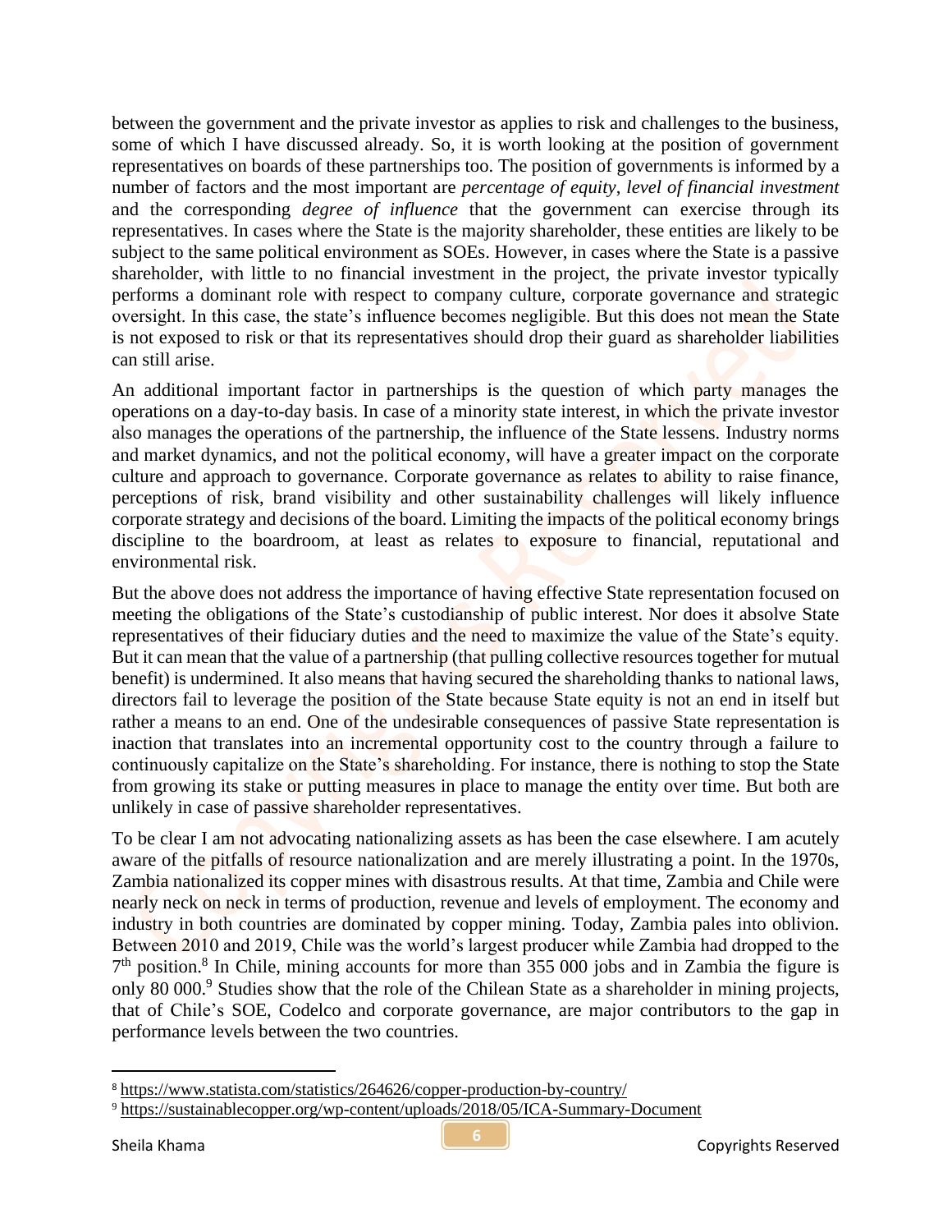between the government and the private investor as applies to risk and challenges to the business, some of which I have discussed already. So, it is worth looking at the position of government representatives on boards of these partnerships too. The position of governments is informed by a number of factors and the most important are *percentage of equity*, *level of financial investment* and the corresponding *degree of influence* that the government can exercise through its representatives. In cases where the State is the majority shareholder, these entities are likely to be subject to the same political environment as SOEs. However, in cases where the State is a passive shareholder, with little to no financial investment in the project, the private investor typically performs a dominant role with respect to company culture, corporate governance and strategic oversight. In this case, the state's influence becomes negligible. But this does not mean the State is not exposed to risk or that its representatives should drop their guard as shareholder liabilities can still arise.

An additional important factor in partnerships is the question of which party manages the operations on a day-to-day basis. In case of a minority state interest, in which the private investor also manages the operations of the partnership, the influence of the State lessens. Industry norms and market dynamics, and not the political economy, will have a greater impact on the corporate culture and approach to governance. Corporate governance as relates to ability to raise finance, perceptions of risk, brand visibility and other sustainability challenges will likely influence corporate strategy and decisions of the board. Limiting the impacts of the political economy brings discipline to the boardroom, at least as relates to exposure to financial, reputational and environmental risk.

But the above does not address the importance of having effective State representation focused on meeting the obligations of the State's custodianship of public interest. Nor does it absolve State representatives of their fiduciary duties and the need to maximize the value of the State's equity. But it can mean that the value of a partnership (that pulling collective resources together for mutual benefit) is undermined. It also means that having secured the shareholding thanks to national laws, directors fail to leverage the position of the State because State equity is not an end in itself but rather a means to an end. One of the undesirable consequences of passive State representation is inaction that translates into an incremental opportunity cost to the country through a failure to continuously capitalize on the State's shareholding. For instance, there is nothing to stop the State from growing its stake or putting measures in place to manage the entity over time. But both are unlikely in case of passive shareholder representatives.

To be clear I am not advocating nationalizing assets as has been the case elsewhere. I am acutely aware of the pitfalls of resource nationalization and are merely illustrating a point. In the 1970s, Zambia nationalized its copper mines with disastrous results. At that time, Zambia and Chile were nearly neck on neck in terms of production, revenue and levels of employment. The economy and industry in both countries are dominated by copper mining. Today, Zambia pales into oblivion. Between 2010 and 2019, Chile was the world's largest producer while Zambia had dropped to the 7th position.[8] In Chile, mining accounts for more than 355 000 jobs and in Zambia the figure is only 80 000.[9] Studies show that the role of the Chilean State as a shareholder in mining projects, that of Chile's SOE, Codelco and corporate governance, are major contributors to the gap in performance levels between the two countries.

---

[8] https://www.statista.com/statistics/264626/copper-production-by-country/

[9] https://sustainablecopper.org/wp-content/uploads/2018/05/ICA-Summary-Document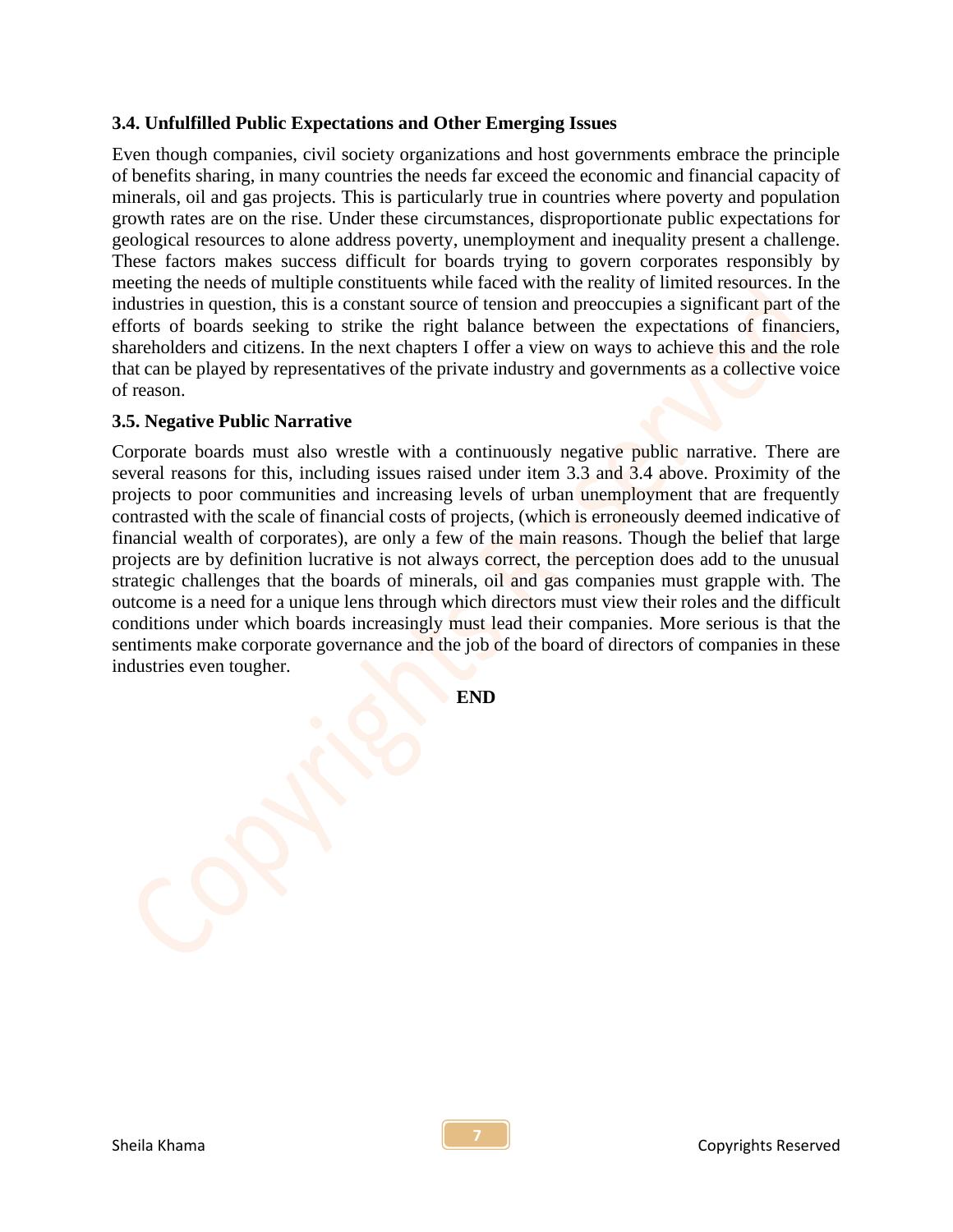### 3.4. Unfulfilled Public Expectations and Other Emerging Issues

Even though companies, civil society organizations and host governments embrace the principle of benefits sharing, in many countries the needs far exceed the economic and financial capacity of minerals, oil and gas projects. This is particularly true in countries where poverty and population growth rates are on the rise. Under these circumstances, disproportionate public expectations for geological resources to alone address poverty, unemployment and inequality present a challenge. These factors makes success difficult for boards trying to govern corporates responsibly by meeting the needs of multiple constituents while faced with the reality of limited resources. In the industries in question, this is a constant source of tension and preoccupies a significant part of the efforts of boards seeking to strike the right balance between the expectations of financiers, shareholders and citizens. In the next chapters I offer a view on ways to achieve this and the role that can be played by representatives of the private industry and governments as a collective voice of reason.

### 3.5. Negative Public Narrative

Corporate boards must also wrestle with a continuously negative public narrative. There are several reasons for this, including issues raised under item 3.3 and 3.4 above. Proximity of the projects to poor communities and increasing levels of urban unemployment that are frequently contrasted with the scale of financial costs of projects, (which is erroneously deemed indicative of financial wealth of corporates), are only a few of the main reasons. Though the belief that large projects are by definition lucrative is not always correct, the perception does add to the unusual strategic challenges that the boards of minerals, oil and gas companies must grapple with. The outcome is a need for a unique lens through which directors must view their roles and the difficult conditions under which boards increasingly must lead their companies. More serious is that the sentiments make corporate governance and the job of the board of directors of companies in these industries even tougher.

**END**